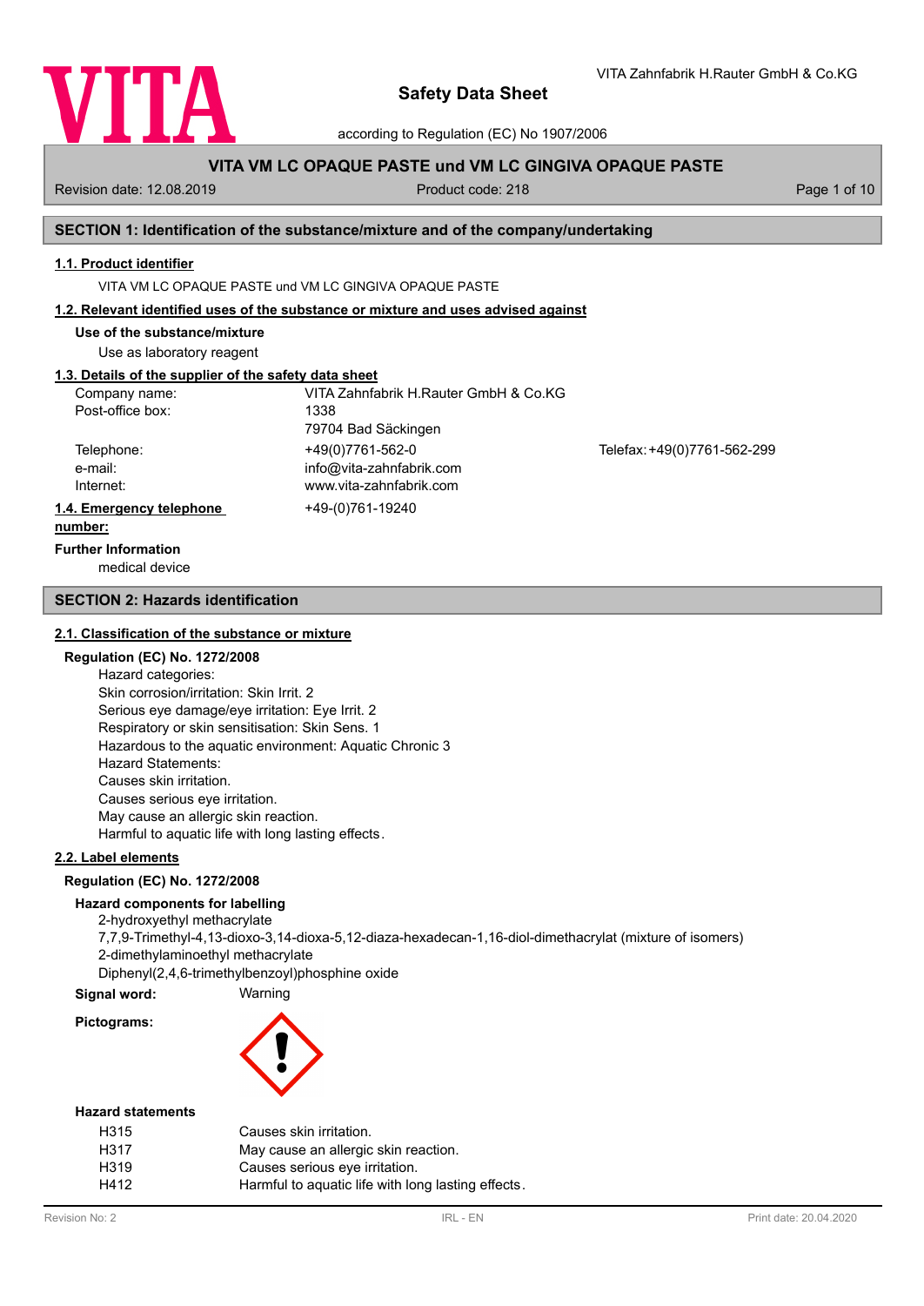# Safety Data Sheet

according to Regulation (EC) No 1907/2006

## VITA VM LC OPAQUE PASTE und VM LC GINGIVA OPAQUE PASTE

Revision date: 12.08.2019 | Product code: 218

## SECTION 1: Identification of the substance/mixture and of the company/undertaking

### 1.1. Product identifier

VITA VM LC OPAQUE PASTE und VM LC GINGIVA OPAQUE PASTE

### 1.2. Relevant identified uses of the substance or mixture and uses advised against

**Use of the substance/mixture**

Use as laboratory reagent

### 1.3. Details of the supplier of the safety data sheet

| | | |
|---|---|---|
| Company name: | VITA Zahnfabrik H.Rauter GmbH & Co.KG | |
| Post-office box: | 1338 | |
| | 79704 Bad Säckingen | |
| Telephone: | +49(0)7761-562-0 | Telefax: +49(0)7761-562-299 |
| e-mail: | info@vita-zahnfabrik.com | |
| Internet: | www.vita-zahnfabrik.com | |

**1.4. Emergency telephone number:** +49-(0)761-19240

**Further Information**

medical device

## SECTION 2: Hazards identification

### 2.1. Classification of the substance or mixture

**Regulation (EC) No. 1272/2008**

Hazard categories:
Skin corrosion/irritation: Skin Irrit. 2
Serious eye damage/eye irritation: Eye Irrit. 2
Respiratory or skin sensitisation: Skin Sens. 1
Hazardous to the aquatic environment: Aquatic Chronic 3
Hazard Statements:
Causes skin irritation.
Causes serious eye irritation.
May cause an allergic skin reaction.
Harmful to aquatic life with long lasting effects.

### 2.2. Label elements

**Regulation (EC) No. 1272/2008**

**Hazard components for labelling**

2-hydroxyethyl methacrylate
7,7,9-Trimethyl-4,13-dioxo-3,14-dioxa-5,12-diaza-hexadecan-1,16-diol-dimethacrylat (mixture of isomers)
2-dimethylaminoethyl methacrylate
Diphenyl(2,4,6-trimethylbenzoyl)phosphine oxide

**Signal word:** Warning

**Pictograms:**

**Hazard statements**

| | |
|---|---|
| H315 | Causes skin irritation. |
| H317 | May cause an allergic skin reaction. |
| H319 | Causes serious eye irritation. |
| H412 | Harmful to aquatic life with long lasting effects. |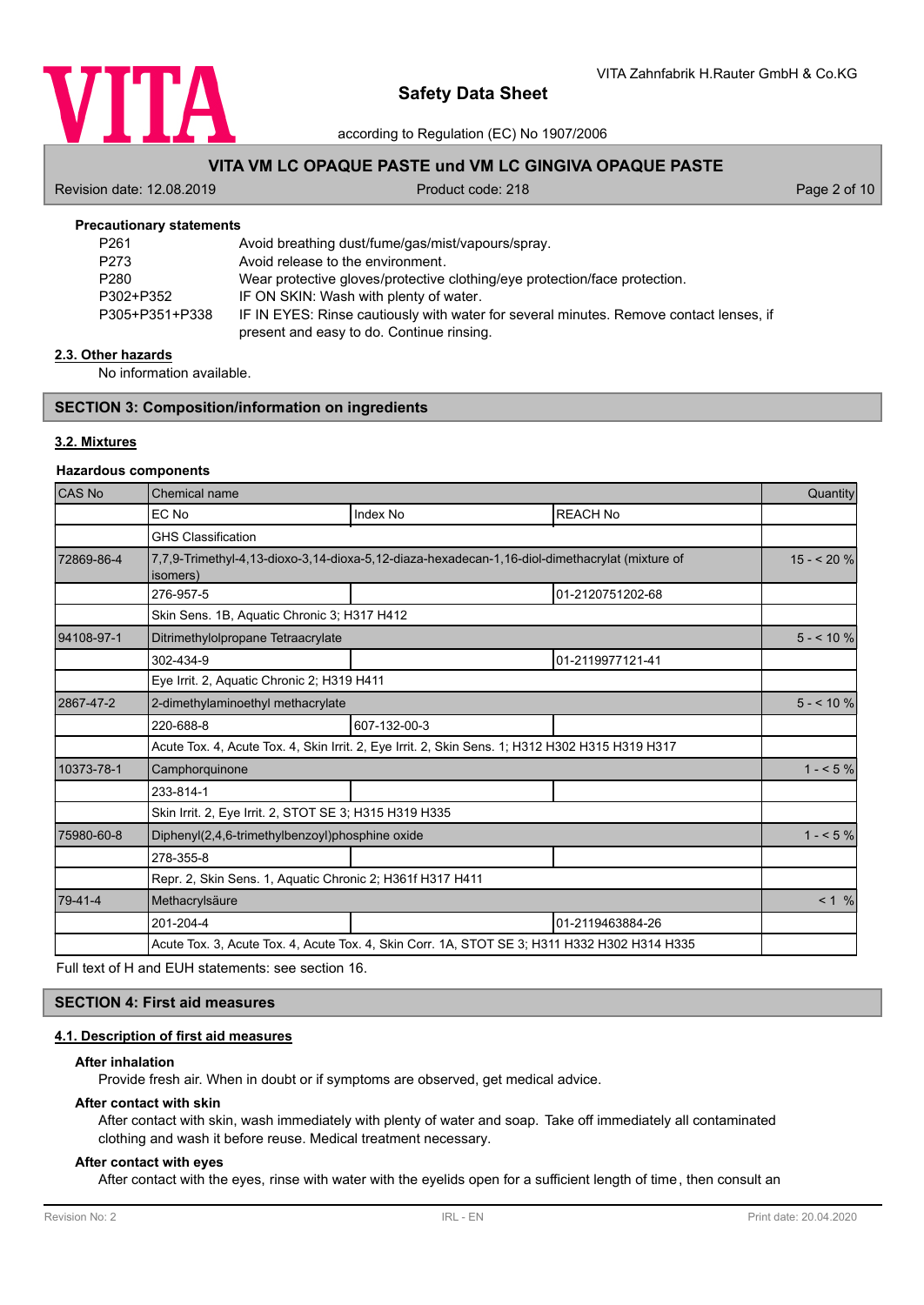**Precautionary statements**

| | |
|---|---|
| P261 | Avoid breathing dust/fume/gas/mist/vapours/spray. |
| P273 | Avoid release to the environment. |
| P280 | Wear protective gloves/protective clothing/eye protection/face protection. |
| P302+P352 | IF ON SKIN: Wash with plenty of water. |
| P305+P351+P338 | IF IN EYES: Rinse cautiously with water for several minutes. Remove contact lenses, if present and easy to do. Continue rinsing. |

### 2.3. Other hazards

No information available.

## SECTION 3: Composition/information on ingredients

### 3.2. Mixtures

**Hazardous components**

| CAS No | Chemical name | | | Quantity |
|---|---|---|---|---|
| | EC No | Index No | REACH No | |
| | GHS Classification | | | |
| 72869-86-4 | 7,7,9-Trimethyl-4,13-dioxo-3,14-dioxa-5,12-diaza-hexadecan-1,16-diol-dimethacrylat (mixture of isomers) | | | 15 - < 20 % |
| | 276-957-5 | | 01-2120751202-68 | |
| | Skin Sens. 1B, Aquatic Chronic 3; H317 H412 | | | |
| 94108-97-1 | Ditrimethylolpropane Tetraacrylate | | | 5 - < 10 % |
| | 302-434-9 | | 01-2119977121-41 | |
| | Eye Irrit. 2, Aquatic Chronic 2; H319 H411 | | | |
| 2867-47-2 | 2-dimethylaminoethyl methacrylate | | | 5 - < 10 % |
| | 220-688-8 | 607-132-00-3 | | |
| | Acute Tox. 4, Acute Tox. 4, Skin Irrit. 2, Eye Irrit. 2, Skin Sens. 1; H312 H302 H315 H319 H317 | | | |
| 10373-78-1 | Camphorquinone | | | 1 - < 5 % |
| | 233-814-1 | | | |
| | Skin Irrit. 2, Eye Irrit. 2, STOT SE 3; H315 H319 H335 | | | |
| 75980-60-8 | Diphenyl(2,4,6-trimethylbenzoyl)phosphine oxide | | | 1 - < 5 % |
| | 278-355-8 | | | |
| | Repr. 2, Skin Sens. 1, Aquatic Chronic 2; H361f H317 H411 | | | |
| 79-41-4 | Methacrylsäure | | | < 1 % |
| | 201-204-4 | | 01-2119463884-26 | |
| | Acute Tox. 3, Acute Tox. 4, Acute Tox. 4, Skin Corr. 1A, STOT SE 3; H311 H332 H302 H314 H335 | | | |

Full text of H and EUH statements: see section 16.

## SECTION 4: First aid measures

### 4.1. Description of first aid measures

**After inhalation**

Provide fresh air. When in doubt or if symptoms are observed, get medical advice.

**After contact with skin**

After contact with skin, wash immediately with plenty of water and soap. Take off immediately all contaminated clothing and wash it before reuse. Medical treatment necessary.

**After contact with eyes**

After contact with the eyes, rinse with water with the eyelids open for a sufficient length of time, then consult an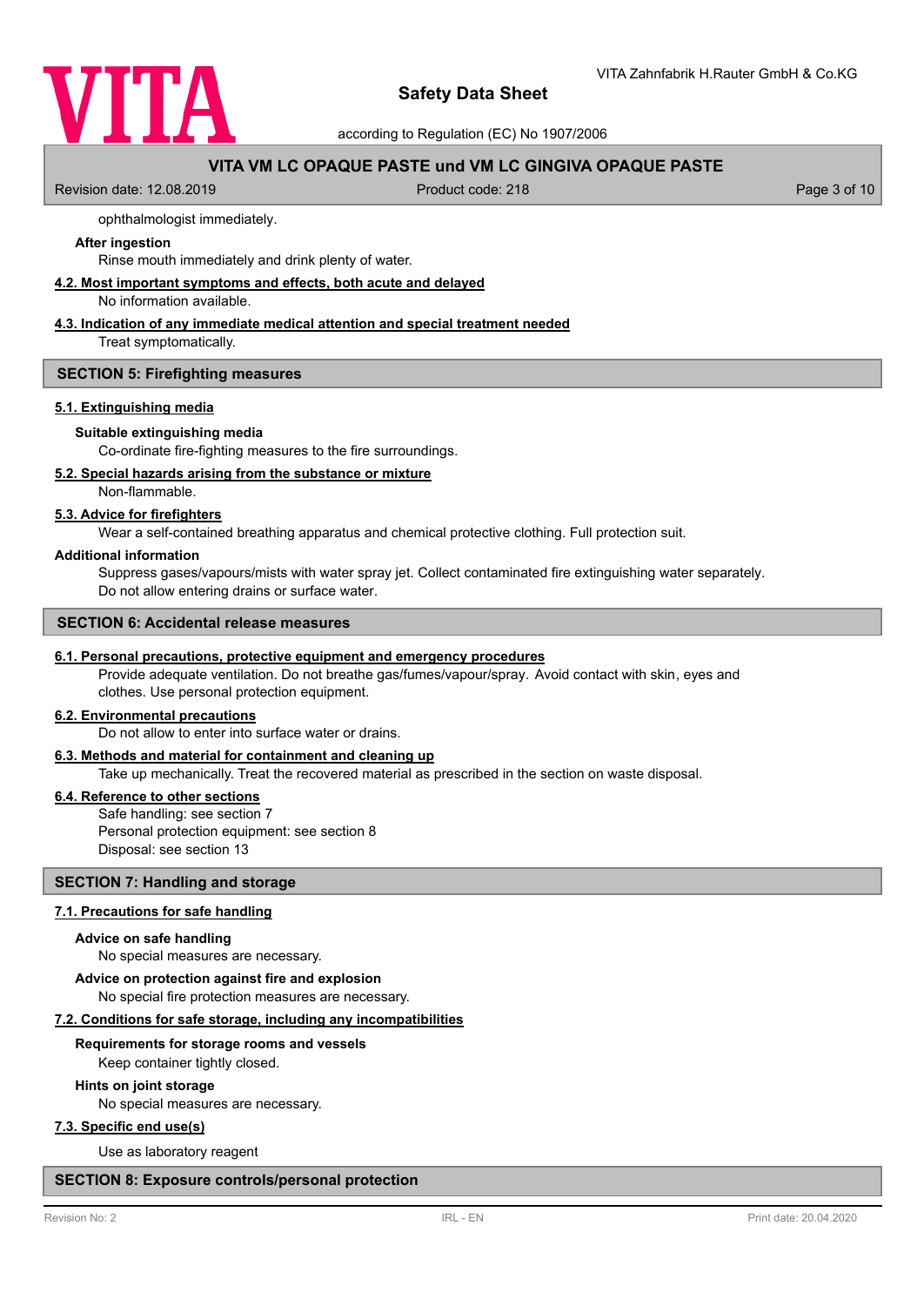ophthalmologist immediately.

**After ingestion**

Rinse mouth immediately and drink plenty of water.

**4.2. Most important symptoms and effects, both acute and delayed**

No information available.

**4.3. Indication of any immediate medical attention and special treatment needed**

Treat symptomatically.

## SECTION 5: Firefighting measures

**5.1. Extinguishing media**

**Suitable extinguishing media**

Co-ordinate fire-fighting measures to the fire surroundings.

**5.2. Special hazards arising from the substance or mixture**

Non-flammable.

**5.3. Advice for firefighters**

Wear a self-contained breathing apparatus and chemical protective clothing. Full protection suit.

**Additional information**

Suppress gases/vapours/mists with water spray jet. Collect contaminated fire extinguishing water separately. Do not allow entering drains or surface water.

## SECTION 6: Accidental release measures

**6.1. Personal precautions, protective equipment and emergency procedures**

Provide adequate ventilation. Do not breathe gas/fumes/vapour/spray. Avoid contact with skin, eyes and clothes. Use personal protection equipment.

**6.2. Environmental precautions**

Do not allow to enter into surface water or drains.

**6.3. Methods and material for containment and cleaning up**

Take up mechanically. Treat the recovered material as prescribed in the section on waste disposal.

**6.4. Reference to other sections**

Safe handling: see section 7
Personal protection equipment: see section 8
Disposal: see section 13

## SECTION 7: Handling and storage

**7.1. Precautions for safe handling**

**Advice on safe handling**

No special measures are necessary.

**Advice on protection against fire and explosion**

No special fire protection measures are necessary.

**7.2. Conditions for safe storage, including any incompatibilities**

**Requirements for storage rooms and vessels**

Keep container tightly closed.

**Hints on joint storage**

No special measures are necessary.

**7.3. Specific end use(s)**

Use as laboratory reagent

## SECTION 8: Exposure controls/personal protection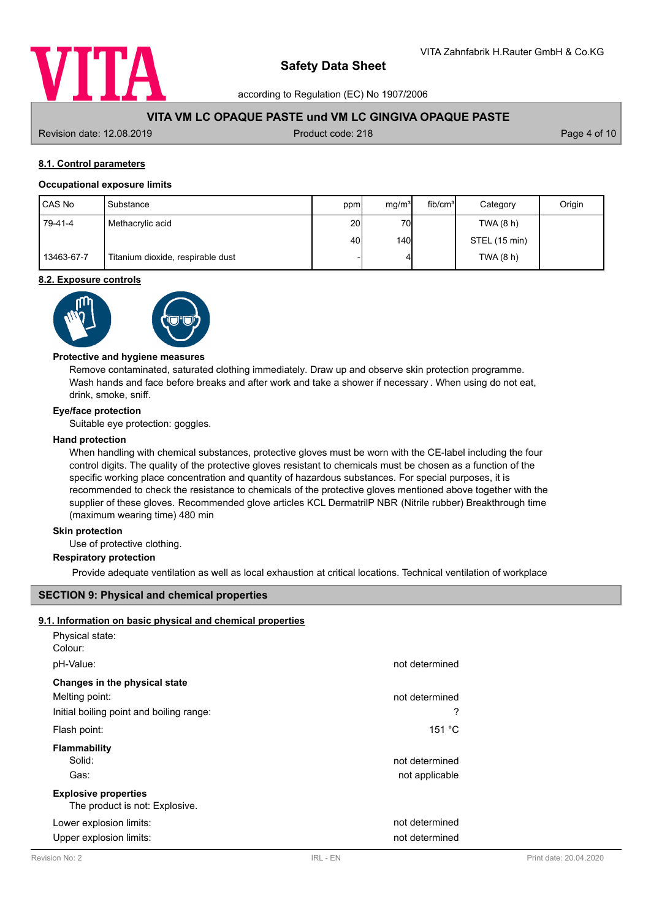### 8.1. Control parameters

**Occupational exposure limits**

| CAS No | Substance | ppm | mg/m³ | fib/cm³ | Category | Origin |
|---|---|---|---|---|---|---|
| 79-41-4 | Methacrylic acid | 20 | 70 | | TWA (8 h) | |
| | | 40 | 140 | | STEL (15 min) | |
| 13463-67-7 | Titanium dioxide, respirable dust | - | 4 | | TWA (8 h) | |

### 8.2. Exposure controls

**Protective and hygiene measures**

Remove contaminated, saturated clothing immediately. Draw up and observe skin protection programme. Wash hands and face before breaks and after work and take a shower if necessary . When using do not eat, drink, smoke, sniff.

**Eye/face protection**

Suitable eye protection: goggles.

**Hand protection**

When handling with chemical substances, protective gloves must be worn with the CE-label including the four control digits. The quality of the protective gloves resistant to chemicals must be chosen as a function of the specific working place concentration and quantity of hazardous substances. For special purposes, it is recommended to check the resistance to chemicals of the protective gloves mentioned above together with the supplier of these gloves. Recommended glove articles KCL DermatrilP NBR (Nitrile rubber) Breakthrough time (maximum wearing time) 480 min

**Skin protection**

Use of protective clothing.

**Respiratory protection**

Provide adequate ventilation as well as local exhaustion at critical locations. Technical ventilation of workplace

## SECTION 9: Physical and chemical properties

### 9.1. Information on basic physical and chemical properties

Physical state:
Colour:

pH-Value: not determined

**Changes in the physical state**

Melting point: not determined

Initial boiling point and boiling range: ?

Flash point: 151 °C

**Flammability**

Solid: not determined

Gas: not applicable

**Explosive properties**

The product is not: Explosive.

Lower explosion limits: not determined

Upper explosion limits: not determined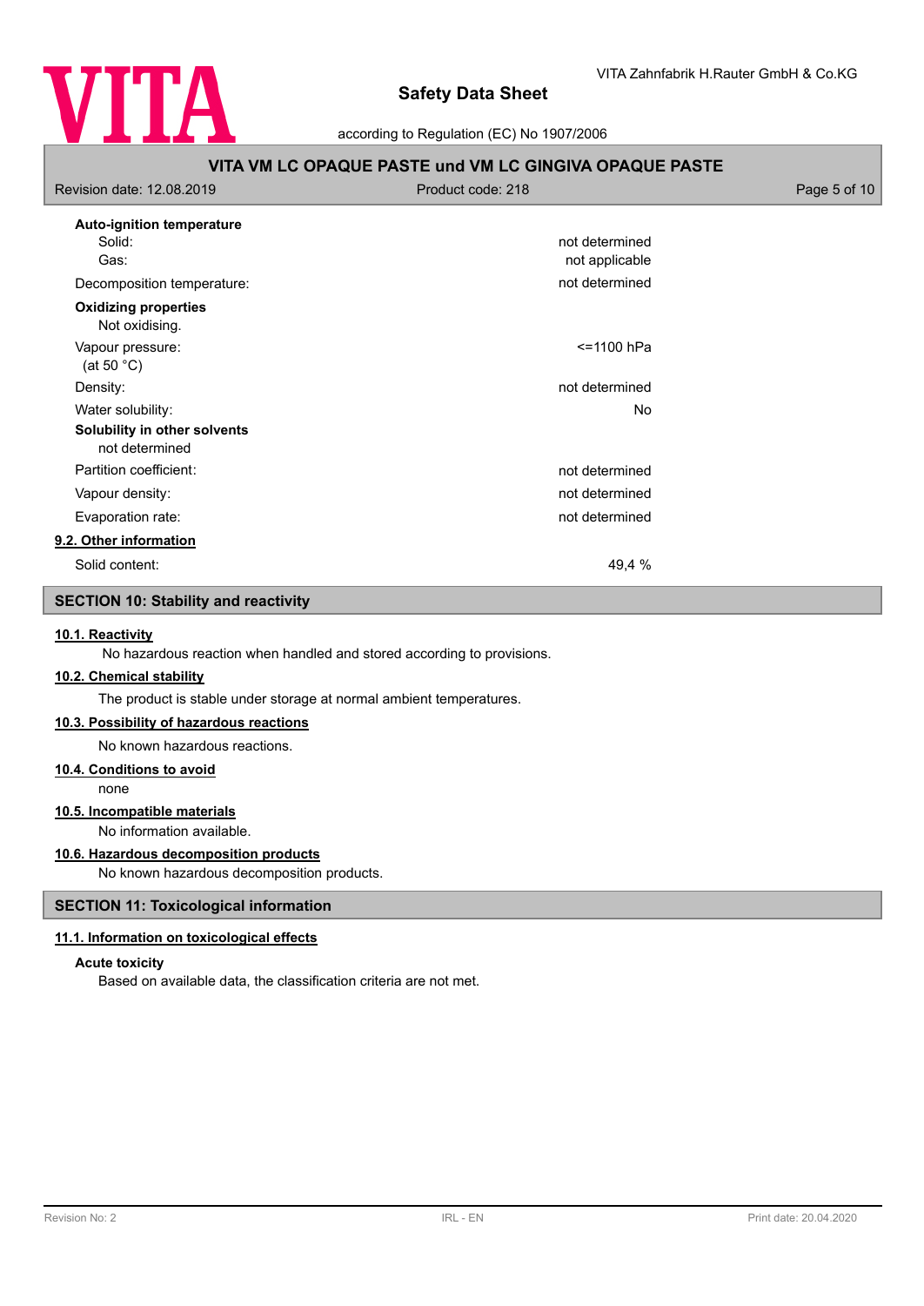**Auto-ignition temperature**

| | |
|---|---|
| Solid: | not determined |
| Gas: | not applicable |
| Decomposition temperature: | not determined |

**Oxidizing properties**

Not oxidising.

| | |
|---|---|
| Vapour pressure: (at 50 °C) | <=1100 hPa |
| Density: | not determined |
| Water solubility: | No |

**Solubility in other solvents**

not determined

| | |
|---|---|
| Partition coefficient: | not determined |
| Vapour density: | not determined |
| Evaporation rate: | not determined |

### 9.2. Other information

| | |
|---|---|
| Solid content: | 49,4 % |

## SECTION 10: Stability and reactivity

### 10.1. Reactivity

No hazardous reaction when handled and stored according to provisions.

### 10.2. Chemical stability

The product is stable under storage at normal ambient temperatures.

### 10.3. Possibility of hazardous reactions

No known hazardous reactions.

### 10.4. Conditions to avoid

none

### 10.5. Incompatible materials

No information available.

### 10.6. Hazardous decomposition products

No known hazardous decomposition products.

## SECTION 11: Toxicological information

### 11.1. Information on toxicological effects

**Acute toxicity**

Based on available data, the classification criteria are not met.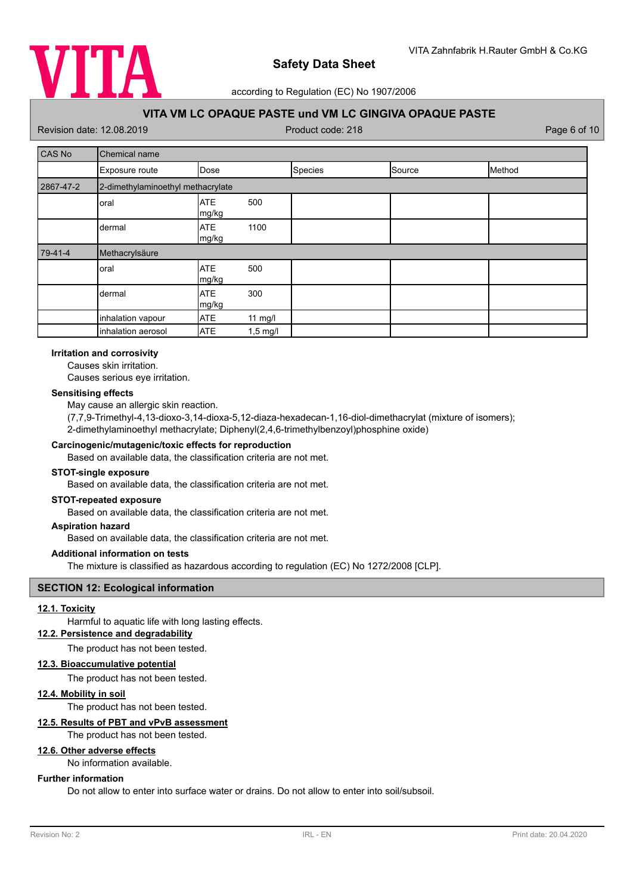| CAS No | Chemical name | | | | |
|---|---|---|---|---|---|
| | Exposure route | Dose | Species | Source | Method |
| 2867-47-2 | 2-dimethylaminoethyl methacrylate | | | | |
| | oral | ATE 500 mg/kg | | | |
| | dermal | ATE 1100 mg/kg | | | |
| 79-41-4 | Methacrylsäure | | | | |
| | oral | ATE 500 mg/kg | | | |
| | dermal | ATE 300 mg/kg | | | |
| | inhalation vapour | ATE 11 mg/l | | | |
| | inhalation aerosol | ATE 1,5 mg/l | | | |

**Irritation and corrosivity**

Causes skin irritation.
Causes serious eye irritation.

**Sensitising effects**

May cause an allergic skin reaction.
(7,7,9-Trimethyl-4,13-dioxo-3,14-dioxa-5,12-diaza-hexadecan-1,16-diol-dimethacrylat (mixture of isomers); 2-dimethylaminoethyl methacrylate; Diphenyl(2,4,6-trimethylbenzoyl)phosphine oxide)

**Carcinogenic/mutagenic/toxic effects for reproduction**

Based on available data, the classification criteria are not met.

**STOT-single exposure**

Based on available data, the classification criteria are not met.

**STOT-repeated exposure**

Based on available data, the classification criteria are not met.

**Aspiration hazard**

Based on available data, the classification criteria are not met.

**Additional information on tests**

The mixture is classified as hazardous according to regulation (EC) No 1272/2008 [CLP].

## SECTION 12: Ecological information

### 12.1. Toxicity

Harmful to aquatic life with long lasting effects.

### 12.2. Persistence and degradability

The product has not been tested.

### 12.3. Bioaccumulative potential

The product has not been tested.

### 12.4. Mobility in soil

The product has not been tested.

### 12.5. Results of PBT and vPvB assessment

The product has not been tested.

### 12.6. Other adverse effects

No information available.

**Further information**

Do not allow to enter into surface water or drains. Do not allow to enter into soil/subsoil.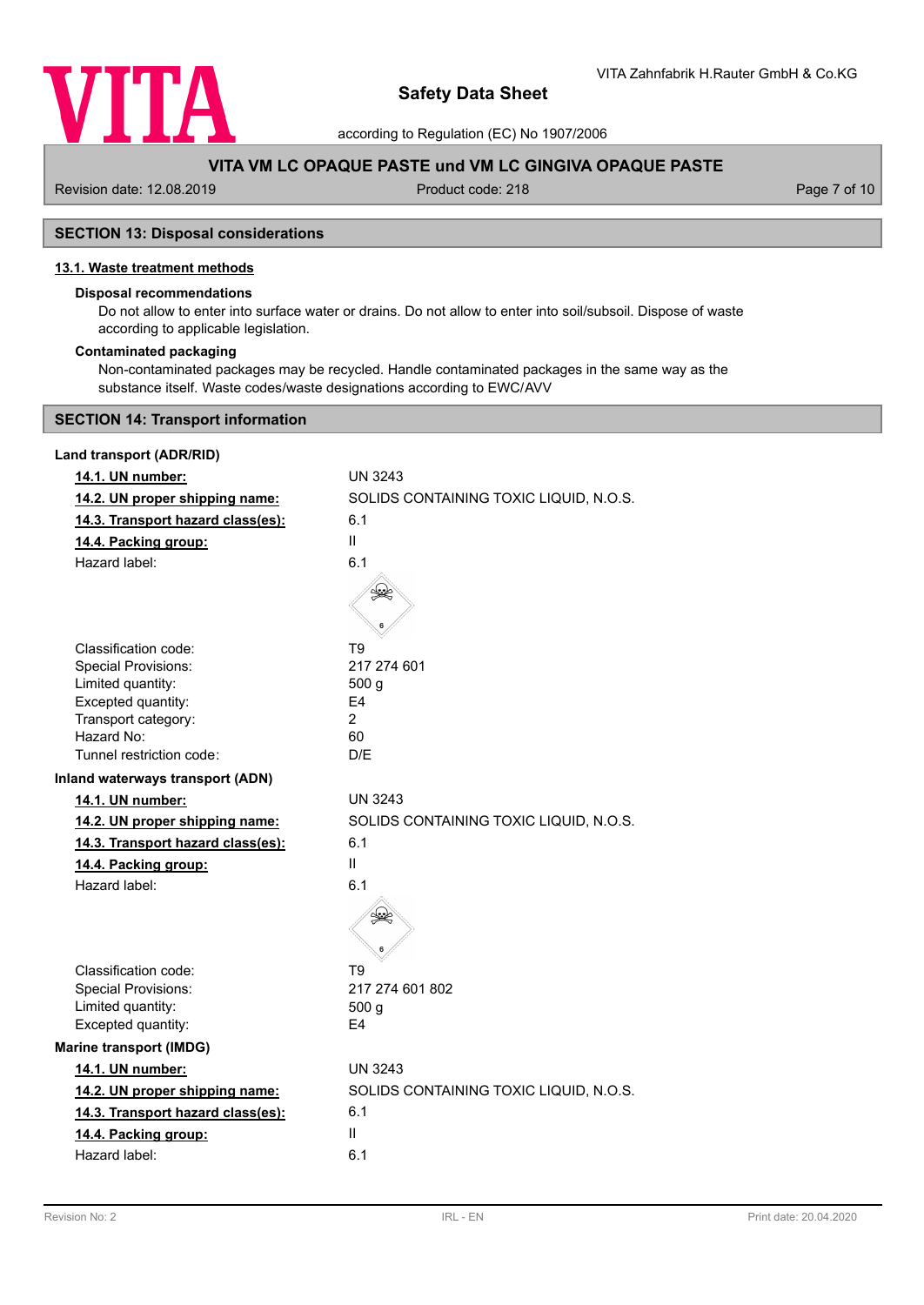## SECTION 13: Disposal considerations

### 13.1. Waste treatment methods

**Disposal recommendations**

Do not allow to enter into surface water or drains. Do not allow to enter into soil/subsoil. Dispose of waste according to applicable legislation.

**Contaminated packaging**

Non-contaminated packages may be recycled. Handle contaminated packages in the same way as the substance itself. Waste codes/waste designations according to EWC/AVV

## SECTION 14: Transport information

**Land transport (ADR/RID)**

| | |
|---|---|
| **14.1. UN number:** | UN 3243 |
| **14.2. UN proper shipping name:** | SOLIDS CONTAINING TOXIC LIQUID, N.O.S. |
| **14.3. Transport hazard class(es):** | 6.1 |
| **14.4. Packing group:** | II |
| Hazard label: | 6.1 |
| Classification code: | T9 |
| Special Provisions: | 217 274 601 |
| Limited quantity: | 500 g |
| Excepted quantity: | E4 |
| Transport category: | 2 |
| Hazard No: | 60 |
| Tunnel restriction code: | D/E |

**Inland waterways transport (ADN)**

| | |
|---|---|
| **14.1. UN number:** | UN 3243 |
| **14.2. UN proper shipping name:** | SOLIDS CONTAINING TOXIC LIQUID, N.O.S. |
| **14.3. Transport hazard class(es):** | 6.1 |
| **14.4. Packing group:** | II |
| Hazard label: | 6.1 |
| Classification code: | T9 |
| Special Provisions: | 217 274 601 802 |
| Limited quantity: | 500 g |
| Excepted quantity: | E4 |

**Marine transport (IMDG)**

| | |
|---|---|
| **14.1. UN number:** | UN 3243 |
| **14.2. UN proper shipping name:** | SOLIDS CONTAINING TOXIC LIQUID, N.O.S. |
| **14.3. Transport hazard class(es):** | 6.1 |
| **14.4. Packing group:** | II |
| Hazard label: | 6.1 |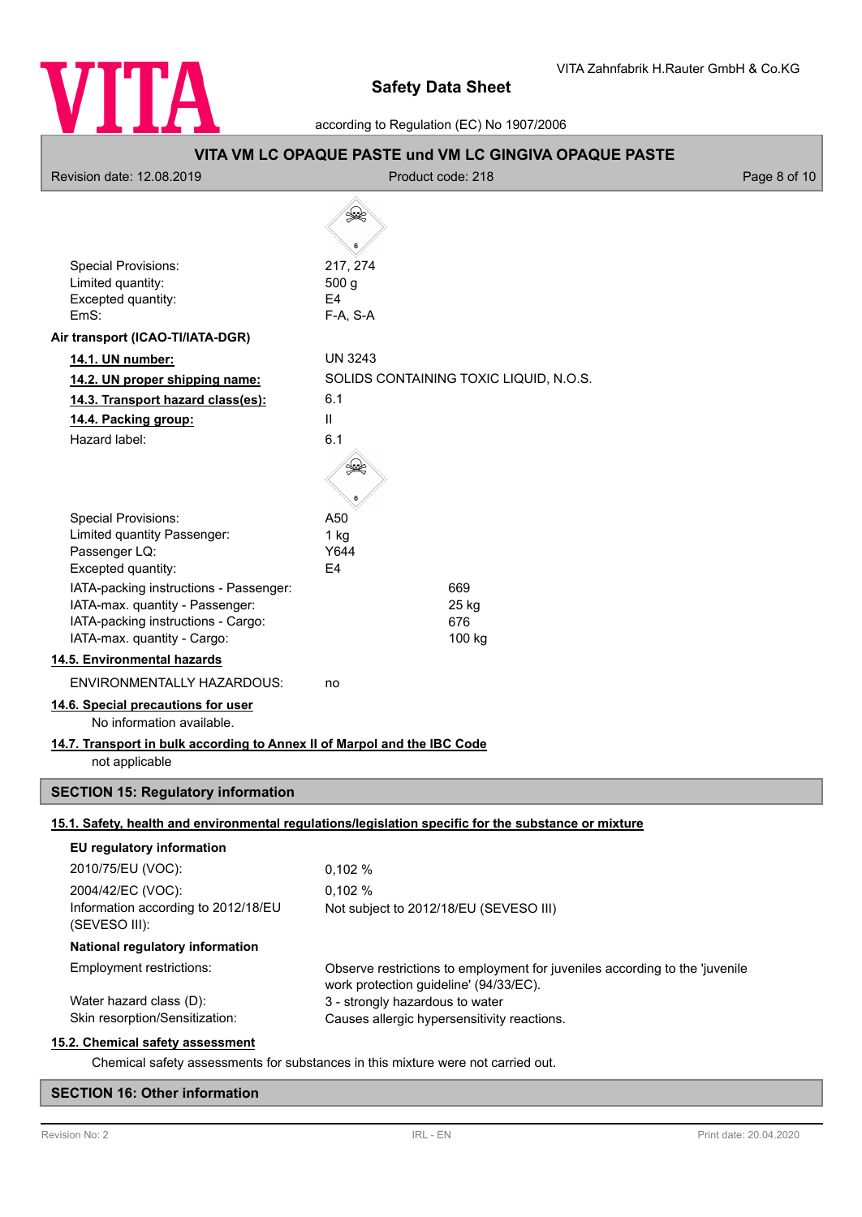| | |
|---|---|
| Special Provisions: | 217, 274 |
| Limited quantity: | 500 g |
| Excepted quantity: | E4 |
| EmS: | F-A, S-A |

**Air transport (ICAO-TI/IATA-DGR)**

| | |
|---|---|
| **14.1. UN number:** | UN 3243 |
| **14.2. UN proper shipping name:** | SOLIDS CONTAINING TOXIC LIQUID, N.O.S. |
| **14.3. Transport hazard class(es):** | 6.1 |
| **14.4. Packing group:** | II |
| Hazard label: | 6.1 |

| | |
|---|---|
| Special Provisions: | A50 |
| Limited quantity Passenger: | 1 kg |
| Passenger LQ: | Y644 |
| Excepted quantity: | E4 |
| IATA-packing instructions - Passenger: | 669 |
| IATA-max. quantity - Passenger: | 25 kg |
| IATA-packing instructions - Cargo: | 676 |
| IATA-max. quantity - Cargo: | 100 kg |

**14.5. Environmental hazards**

ENVIRONMENTALLY HAZARDOUS: no

**14.6. Special precautions for user**

No information available.

**14.7. Transport in bulk according to Annex II of Marpol and the IBC Code**

not applicable

## SECTION 15: Regulatory information

**15.1. Safety, health and environmental regulations/legislation specific for the substance or mixture**

**EU regulatory information**

| | |
|---|---|
| 2010/75/EU (VOC): | 0,102 % |
| 2004/42/EC (VOC): | 0,102 % |
| Information according to 2012/18/EU (SEVESO III): | Not subject to 2012/18/EU (SEVESO III) |

**National regulatory information**

| | |
|---|---|
| Employment restrictions: | Observe restrictions to employment for juveniles according to the 'juvenile work protection guideline' (94/33/EC). |
| Water hazard class (D): | 3 - strongly hazardous to water |
| Skin resorption/Sensitization: | Causes allergic hypersensitivity reactions. |

**15.2. Chemical safety assessment**

Chemical safety assessments for substances in this mixture were not carried out.

## SECTION 16: Other information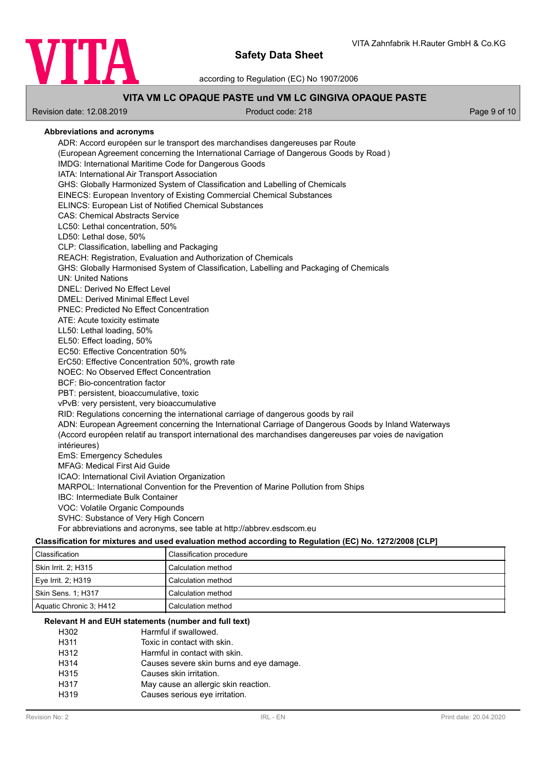**Abbreviations and acronyms**

ADR: Accord européen sur le transport des marchandises dangereuses par Route
(European Agreement concerning the International Carriage of Dangerous Goods by Road )
IMDG: International Maritime Code for Dangerous Goods
IATA: International Air Transport Association
GHS: Globally Harmonized System of Classification and Labelling of Chemicals
EINECS: European Inventory of Existing Commercial Chemical Substances
ELINCS: European List of Notified Chemical Substances
CAS: Chemical Abstracts Service
LC50: Lethal concentration, 50%
LD50: Lethal dose, 50%
CLP: Classification, labelling and Packaging
REACH: Registration, Evaluation and Authorization of Chemicals
GHS: Globally Harmonised System of Classification, Labelling and Packaging of Chemicals
UN: United Nations
DNEL: Derived No Effect Level
DMEL: Derived Minimal Effect Level
PNEC: Predicted No Effect Concentration
ATE: Acute toxicity estimate
LL50: Lethal loading, 50%
EL50: Effect loading, 50%
EC50: Effective Concentration 50%
ErC50: Effective Concentration 50%, growth rate
NOEC: No Observed Effect Concentration
BCF: Bio-concentration factor
PBT: persistent, bioaccumulative, toxic
vPvB: very persistent, very bioaccumulative
RID: Regulations concerning the international carriage of dangerous goods by rail
ADN: European Agreement concerning the International Carriage of Dangerous Goods by Inland Waterways
(Accord européen relatif au transport international des marchandises dangereuses par voies de navigation intérieures)
EmS: Emergency Schedules
MFAG: Medical First Aid Guide
ICAO: International Civil Aviation Organization
MARPOL: International Convention for the Prevention of Marine Pollution from Ships
IBC: Intermediate Bulk Container
VOC: Volatile Organic Compounds
SVHC: Substance of Very High Concern
For abbreviations and acronyms, see table at http://abbrev.esdscom.eu

**Classification for mixtures and used evaluation method according to Regulation (EC) No. 1272/2008 [CLP]**

| Classification | Classification procedure |
|---|---|
| Skin Irrit. 2; H315 | Calculation method |
| Eye Irrit. 2; H319 | Calculation method |
| Skin Sens. 1; H317 | Calculation method |
| Aquatic Chronic 3; H412 | Calculation method |

**Relevant H and EUH statements (number and full text)**

| | |
|---|---|
| H302 | Harmful if swallowed. |
| H311 | Toxic in contact with skin. |
| H312 | Harmful in contact with skin. |
| H314 | Causes severe skin burns and eye damage. |
| H315 | Causes skin irritation. |
| H317 | May cause an allergic skin reaction. |
| H319 | Causes serious eye irritation. |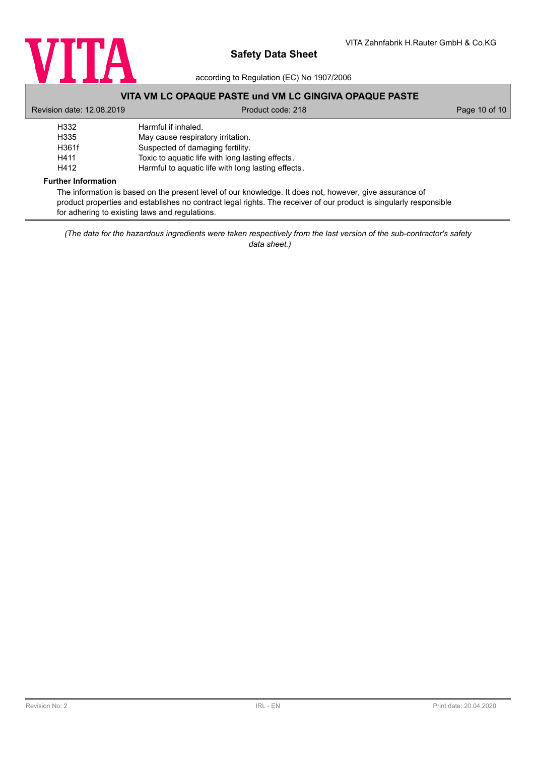| | |
|---|---|
| H332 | Harmful if inhaled. |
| H335 | May cause respiratory irritation. |
| H361f | Suspected of damaging fertility. |
| H411 | Toxic to aquatic life with long lasting effects. |
| H412 | Harmful to aquatic life with long lasting effects. |

**Further Information**

The information is based on the present level of our knowledge. It does not, however, give assurance of product properties and establishes no contract legal rights. The receiver of our product is singularly responsible for adhering to existing laws and regulations.

---

*(The data for the hazardous ingredients were taken respectively from the last version of the sub-contractor's safety data sheet.)*